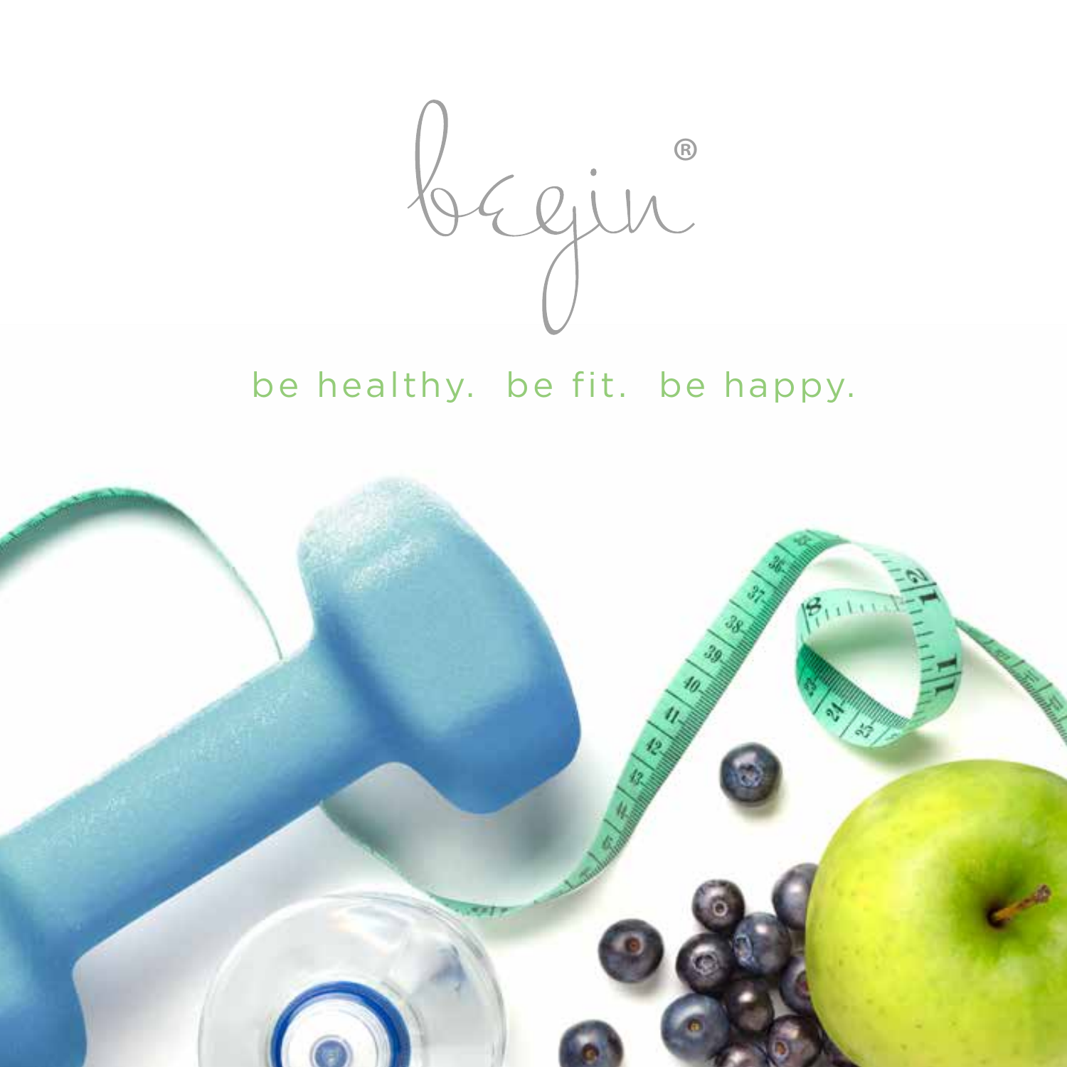# begin®

be healthy. be fit. be happy.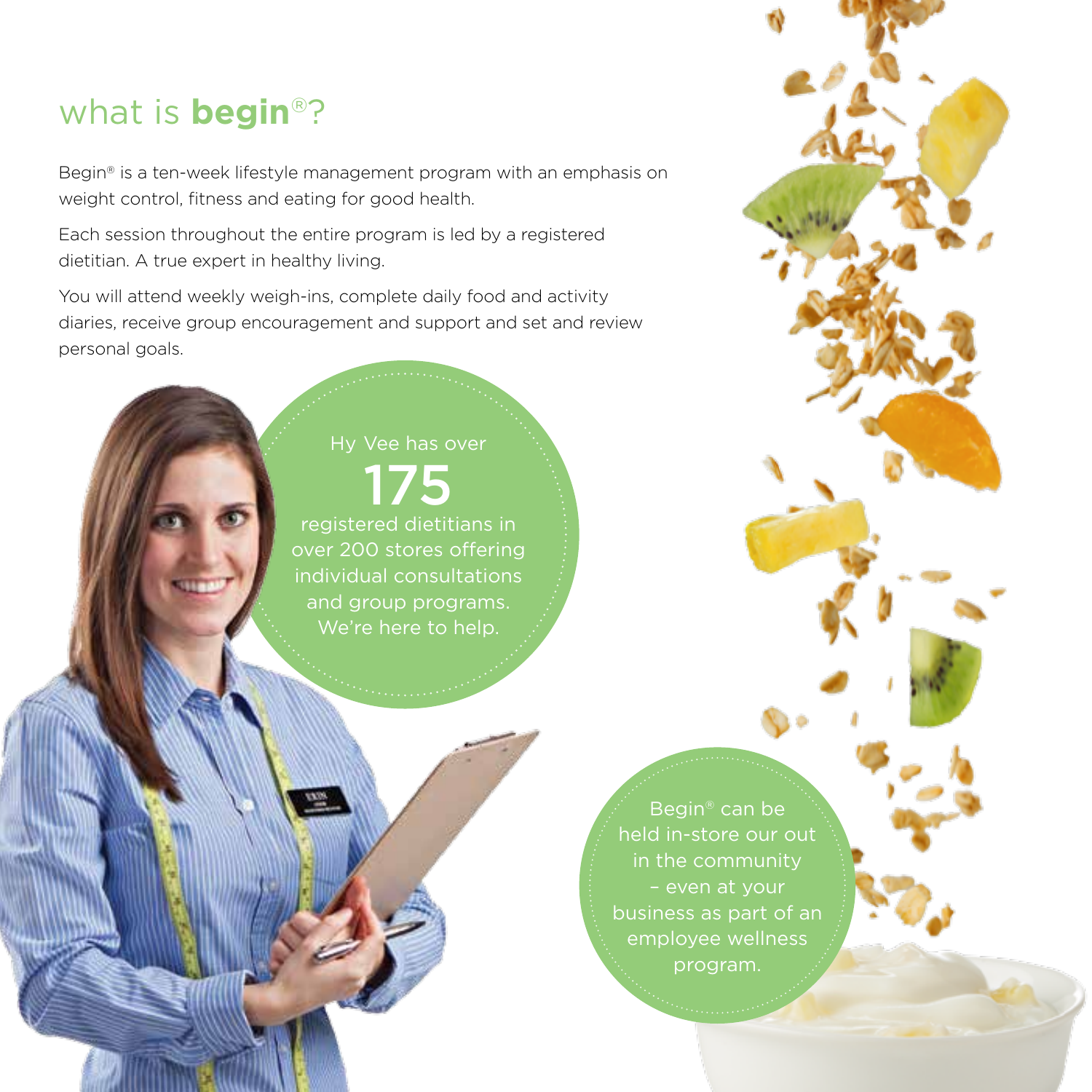# what is **begin**®?

Begin® is a ten-week lifestyle management program with an emphasis on weight control, fitness and eating for good health.

Each session throughout the entire program is led by a registered dietitian. A true expert in healthy living.

You will attend weekly weigh-ins, complete daily food and activity diaries, receive group encouragement and support and set and review personal goals.

Hy Vee has over **175** registered dietitians in over 200 stores offering individual consultations and group programs. We're here to help.

Begin® can be held in-store our out in the community – even at your business as part of an employee wellness program.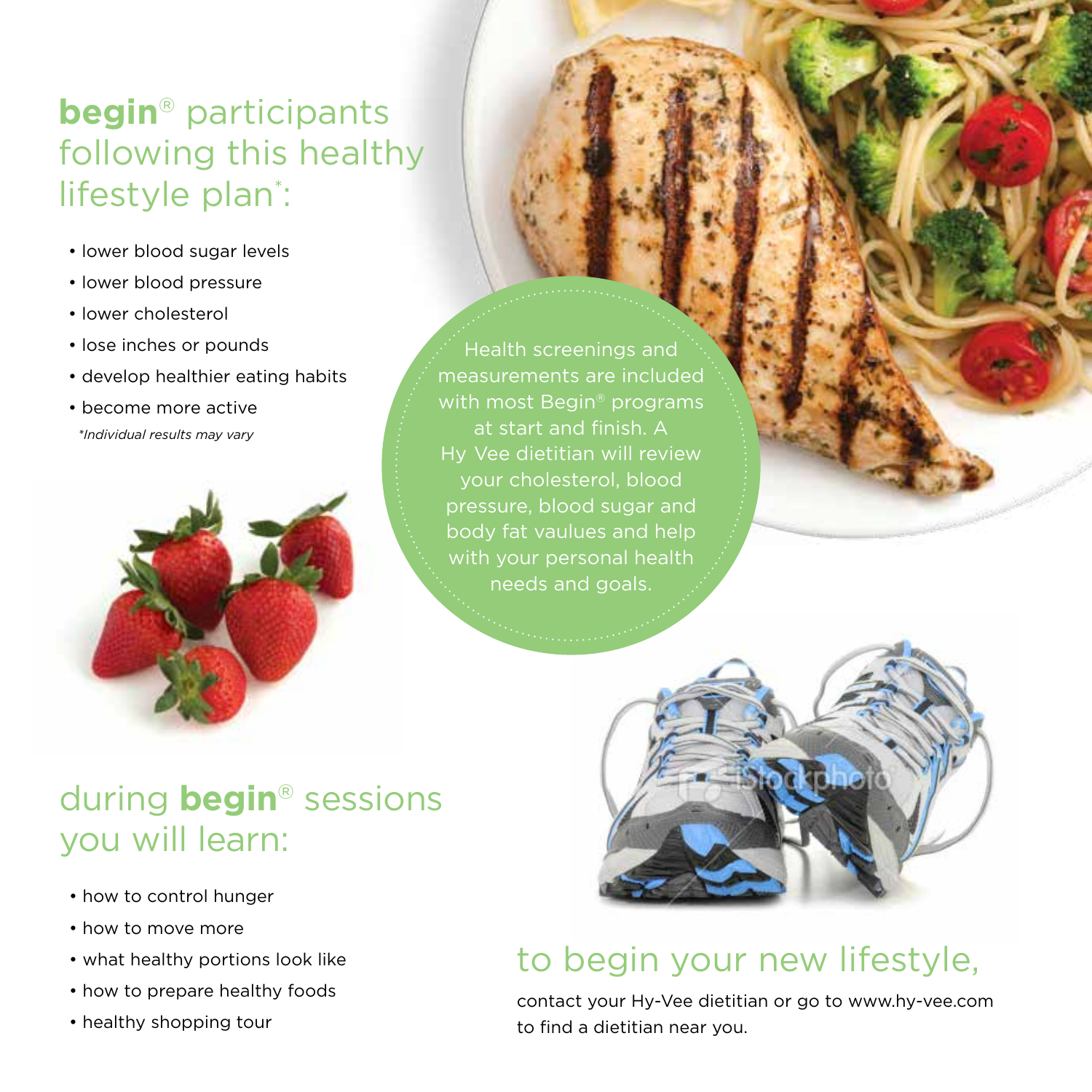## **begin**® participants following this healthy lifestyle plan*:

- lower blood sugar levels
- lower blood pressure
- lower cholesterol
- lose inches or pounds
- develop healthier eating habits
- become more active

*\*Individual results may vary*

Health screenings and measurements are included with most Begin® programs at start and finish. A Hy Vee dietitian will review your cholesterol, blood pressure, blood sugar and body fat vaulues and help with your personal health needs and goals.

## during **begin**® sessions you will learn:

- how to control hunger
- how to move more
- what healthy portions look like
- how to prepare healthy foods
- healthy shopping tour

## to begin your new lifestyle,

contact your Hy-Vee dietitian or go to www.hy-vee.com to find a dietitian near you.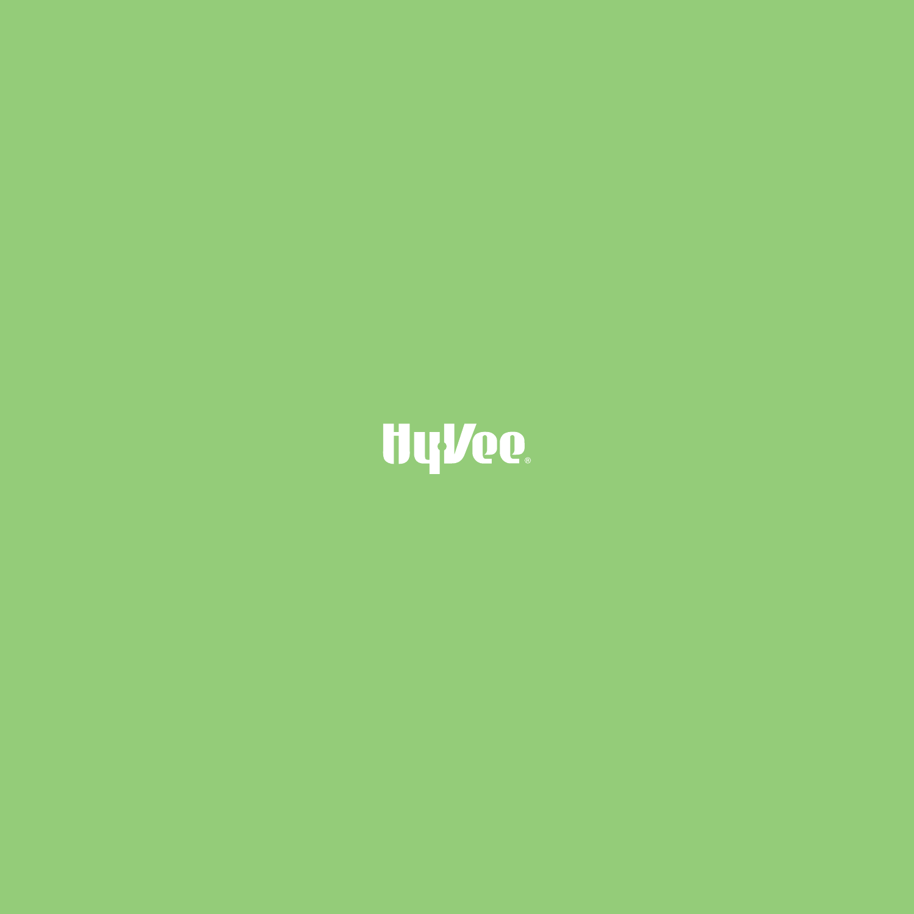Hy-Vee®